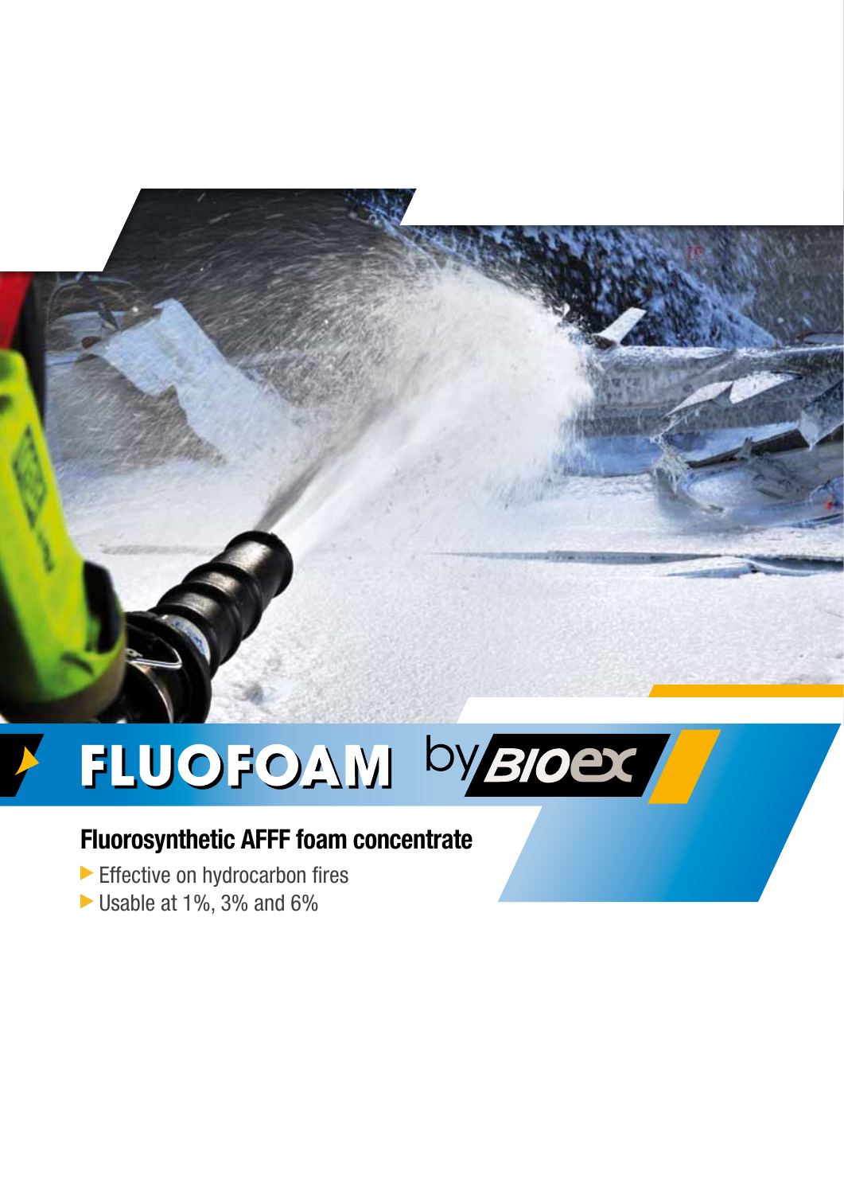# FLUOFOAM by BIOEX

## Fluorosynthetic AFFF foam concentrate

- Effective on hydrocarbon fires
- Usable at 1%, 3% and 6%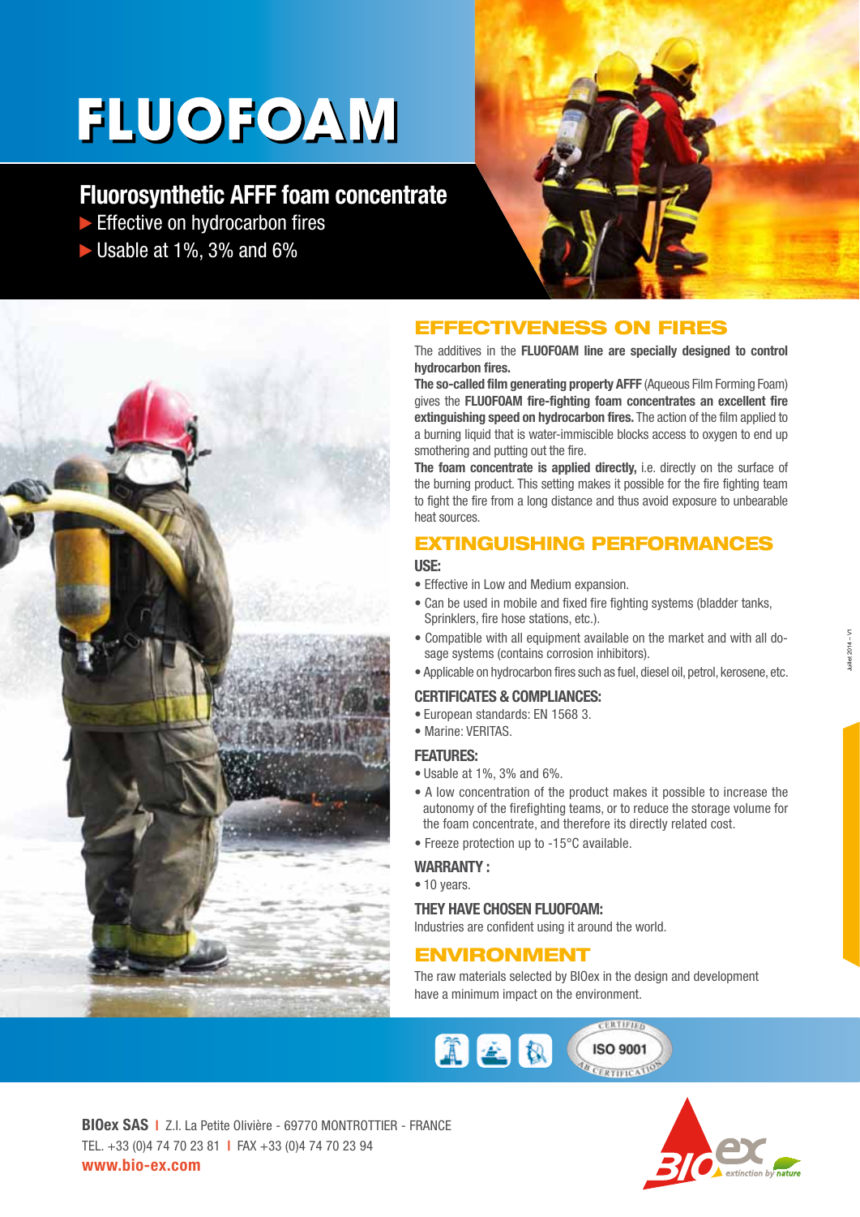# FLUOFOAM

## Fluorosynthetic AFFF foam concentrate

- Effective on hydrocarbon fires
- Usable at 1%, 3% and 6%

## EFFECTIVENESS ON FIRES

The additives in the **FLUOFOAM line are specially designed to control hydrocarbon fires.**

**The so-called film generating property AFFF** (Aqueous Film Forming Foam) gives the **FLUOFOAM fire-fighting foam concentrates an excellent fire extinguishing speed on hydrocarbon fires.** The action of the film applied to a burning liquid that is water-immiscible blocks access to oxygen to end up smothering and putting out the fire.

**The foam concentrate is applied directly,** i.e. directly on the surface of the burning product. This setting makes it possible for the fire fighting team to fight the fire from a long distance and thus avoid exposure to unbearable heat sources.

## EXTINGUISHING PERFORMANCES

### USE:

- Effective in Low and Medium expansion.
- Can be used in mobile and fixed fire fighting systems (bladder tanks, Sprinklers, fire hose stations, etc.).
- Compatible with all equipment available on the market and with all dosage systems (contains corrosion inhibitors).
- Applicable on hydrocarbon fires such as fuel, diesel oil, petrol, kerosene, etc.

### CERTIFICATES & COMPLIANCES:

- European standards: EN 1568 3.
- Marine: VERITAS.

### FEATURES:

- Usable at 1%, 3% and 6%.
- A low concentration of the product makes it possible to increase the autonomy of the firefighting teams, or to reduce the storage volume for the foam concentrate, and therefore its directly related cost.
- Freeze protection up to -15°C available.

### WARRANTY :

- 10 years.

### THEY HAVE CHOSEN FLUOFOAM:

Industries are confident using it around the world.

## ENVIRONMENT

The raw materials selected by BIOex in the design and development have a minimum impact on the environment.

CERTIFIED ISO 9001 AB CERTIFICATION

Juillet 2014 – V1

**BIOex SAS** | Z.I. La Petite Olivière - 69770 MONTROTTIER - FRANCE
TEL. +33 (0)4 74 70 23 81 | FAX +33 (0)4 74 70 23 94
**www.bio-ex.com**

BIOex extinction by nature